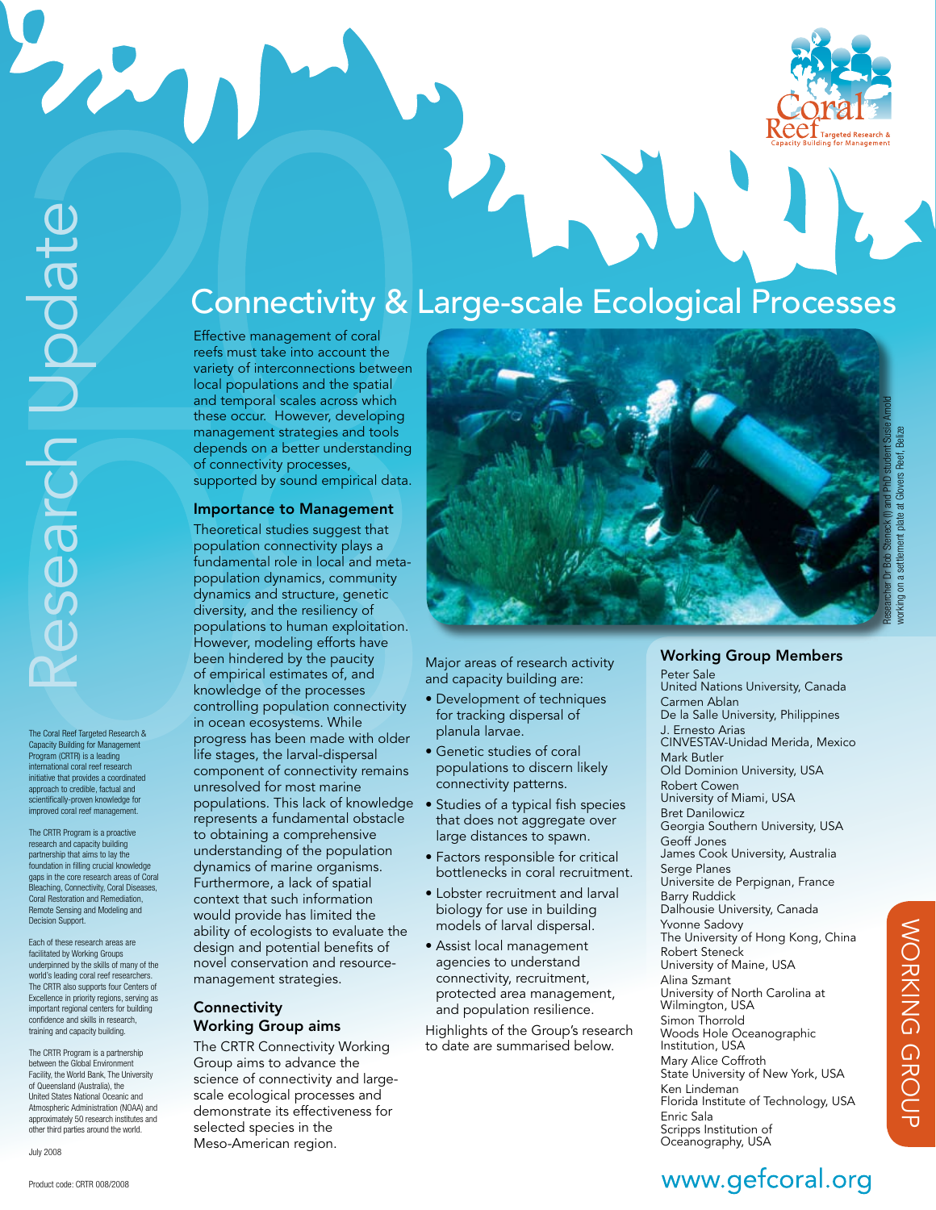# Connectivity & Large-scale Ecological Processes

Research Update

The Coral Reef Targeted Research & Capacity Building for Management Program (CRTR) is a leading international coral reef research initiative that provides a coordinated approach to credible, factual and scientifically-proven knowledge for improved coral reef management.

The CRTR Program is a proactive research and capacity building partnership that aims to lay the foundation in filling crucial knowledge gaps in the core research areas of Coral Bleaching, Connectivity, Coral Diseases, Coral Restoration and Remediation, Remote Sensing and Modeling and Decision Support.

Each of these research areas are facilitated by Working Groups underpinned by the skills of many of the world's leading coral reef researchers. The CRTR also supports four Centers of Excellence in priority regions, serving as important regional centers for building confidence and skills in research, training and capacity building.

The CRTR Program is a partnership between the Global Environment Facility, the World Bank, The University of Queensland (Australia), the United States National Oceanic and Atmospheric Administration (NOAA) and approximately 50 research institutes and other third parties around the world.

July 2008

Product code: CRTR 008/2008

Effective management of coral reefs must take into account the variety of interconnections between local populations and the spatial and temporal scales across which these occur. However, developing management strategies and tools depends on a better understanding of connectivity processes, supported by sound empirical data.

## Importance to Management

Theoretical studies suggest that population connectivity plays a fundamental role in local and meta-population dynamics, community dynamics and structure, genetic diversity, and the resiliency of populations to human exploitation. However, modeling efforts have been hindered by the paucity of empirical estimates of, and knowledge of the processes controlling population connectivity in ocean ecosystems. While progress has been made with older life stages, the larval-dispersal component of connectivity remains unresolved for most marine populations. This lack of knowledge represents a fundamental obstacle to obtaining a comprehensive understanding of the population dynamics of marine organisms. Furthermore, a lack of spatial context that such information would provide has limited the ability of ecologists to evaluate the design and potential benefits of novel conservation and resource-management strategies.

## Connectivity Working Group aims

The CRTR Connectivity Working Group aims to advance the science of connectivity and large-scale ecological processes and demonstrate its effectiveness for selected species in the Meso-American region.

Researcher Dr Bob Steneck (l) and PhD student Susie Arnold working on a settlement plate at Glovers Reef, Belize

Major areas of research activity and capacity building are:

- Development of techniques for tracking dispersal of planula larvae.
- Genetic studies of coral populations to discern likely connectivity patterns.
- Studies of a typical fish species that does not aggregate over large distances to spawn.
- Factors responsible for critical bottlenecks in coral recruitment.
- Lobster recruitment and larval biology for use in building models of larval dispersal.
- Assist local management agencies to understand connectivity, recruitment, protected area management, and population resilience.

Highlights of the Group's research to date are summarised below.

## Working Group Members

Peter Sale
United Nations University, Canada

Carmen Ablan
De la Salle University, Philippines

J. Ernesto Arias
CINVESTAV-Unidad Merida, Mexico

Mark Butler
Old Dominion University, USA

Robert Cowen
University of Miami, USA

Bret Danilowicz
Georgia Southern University, USA

Geoff Jones
James Cook University, Australia

Serge Planes
Universite de Perpignan, France

Barry Ruddick
Dalhousie University, Canada

Yvonne Sadovy
The University of Hong Kong, China

Robert Steneck
University of Maine, USA

Alina Szmant
University of North Carolina at Wilmington, USA

Simon Thorrold
Woods Hole Oceanographic Institution, USA

Mary Alice Coffroth
State University of New York, USA

Ken Lindeman
Florida Institute of Technology, USA

Enric Sala
Scripps Institution of Oceanography, USA

WORKING GROUP

www.gefcoral.org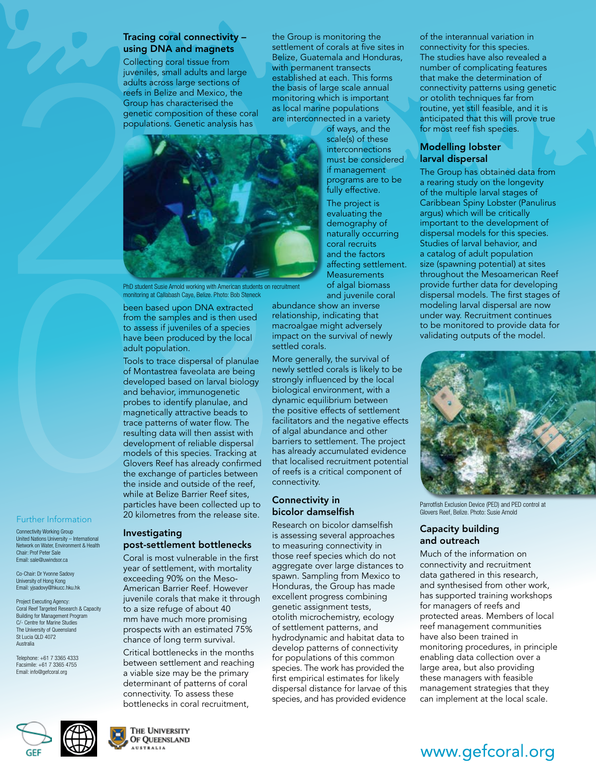## Tracing coral connectivity – using DNA and magnets

Collecting coral tissue from juveniles, small adults and large adults across large sections of reefs in Belize and Mexico, the Group has characterised the genetic composition of these coral populations. Genetic analysis has been based upon DNA extracted from the samples and is then used to assess if juveniles of a species have been produced by the local adult population.

PhD student Susie Arnold working with American students on recruitment monitoring at Callabash Caye, Belize. Photo: Bob Steneck

Tools to trace dispersal of planulae of Montastrea faveolata are being developed based on larval biology and behavior, immunogenetic probes to identify planulae, and magnetically attractive beads to trace patterns of water flow. The resulting data will then assist with development of reliable dispersal models of this species. Tracking at Glovers Reef has already confirmed the exchange of particles between the inside and outside of the reef, while at Belize Barrier Reef sites, particles have been collected up to 20 kilometres from the release site.

## Investigating post-settlement bottlenecks

Coral is most vulnerable in the first year of settlement, with mortality exceeding 90% on the Meso-American Barrier Reef. However juvenile corals that make it through to a size refuge of about 40 mm have much more promising prospects with an estimated 75% chance of long term survival.

Critical bottlenecks in the months between settlement and reaching a viable size may be the primary determinant of patterns of coral connectivity. To assess these bottlenecks in coral recruitment, the Group is monitoring the settlement of corals at five sites in Belize, Guatemala and Honduras, with permanent transects established at each. This forms the basis of large scale annual monitoring which is important as local marine populations are interconnected in a variety of ways, and the scale(s) of these interconnections must be considered if management programs are to be fully effective.

The project is evaluating the demography of naturally occurring coral recruits and the factors affecting settlement. Measurements of algal biomass and juvenile coral abundance show an inverse relationship, indicating that macroalgae might adversely impact on the survival of newly settled corals.

More generally, the survival of newly settled corals is likely to be strongly influenced by the local biological environment, with a dynamic equilibrium between the positive effects of settlement facilitators and the negative effects of algal abundance and other barriers to settlement. The project has already accumulated evidence that localised recruitment potential of reefs is a critical component of connectivity.

## Connectivity in bicolor damselfish

Research on bicolor damselfish is assessing several approaches to measuring connectivity in those reef species which do not aggregate over large distances to spawn. Sampling from Mexico to Honduras, the Group has made excellent progress combining genetic assignment tests, otolith microchemistry, ecology of settlement patterns, and hydrodynamic and habitat data to develop patterns of connectivity for populations of this common species. The work has provided the first empirical estimates for likely dispersal distance for larvae of this species, and has provided evidence of the interannual variation in connectivity for this species. The studies have also revealed a number of complicating features that make the determination of connectivity patterns using genetic or otolith techniques far from routine, yet still feasible, and it is anticipated that this will prove true for most reef fish species.

## Modelling lobster larval dispersal

The Group has obtained data from a rearing study on the longevity of the multiple larval stages of Caribbean Spiny Lobster (Panulirus argus) which will be critically important to the development of dispersal models for this species. Studies of larval behavior, and a catalog of adult population size (spawning potential) at sites throughout the Mesoamerican Reef provide further data for developing dispersal models. The first stages of modeling larval dispersal are now under way. Recruitment continues to be monitored to provide data for validating outputs of the model.

Parrotfish Exclusion Device (PED) and PED control at Glovers Reef, Belize. Photo: Susie Arnold

## Capacity building and outreach

Much of the information on connectivity and recruitment data gathered in this research, and synthesised from other work, has supported training workshops for managers of reefs and protected areas. Members of local reef management communities have also been trained in monitoring procedures, in principle enabling data collection over a large area, but also providing these managers with feasible management strategies that they can implement at the local scale.

### Further Information

Connectivity Working Group
United Nations University – International Network on Water, Environment & Health
Chair: Prof Peter Sale
Email: sale@uwindsor.ca

Co-Chair: Dr Yvonne Sadovy
University of Hong Kong
Email: yjsadovy@hkucc.hku.hk

Project Executing Agency:
Coral Reef Targeted Research & Capacity Building for Management Program
C/- Centre for Marine Studies
The University of Queensland
St Lucia QLD 4072
Australia

Telephone: +61 7 3365 4333
Facsimile: +61 7 3365 4755
Email: info@gefcoral.org

GEF

The University of Queensland Australia

www.gefcoral.org